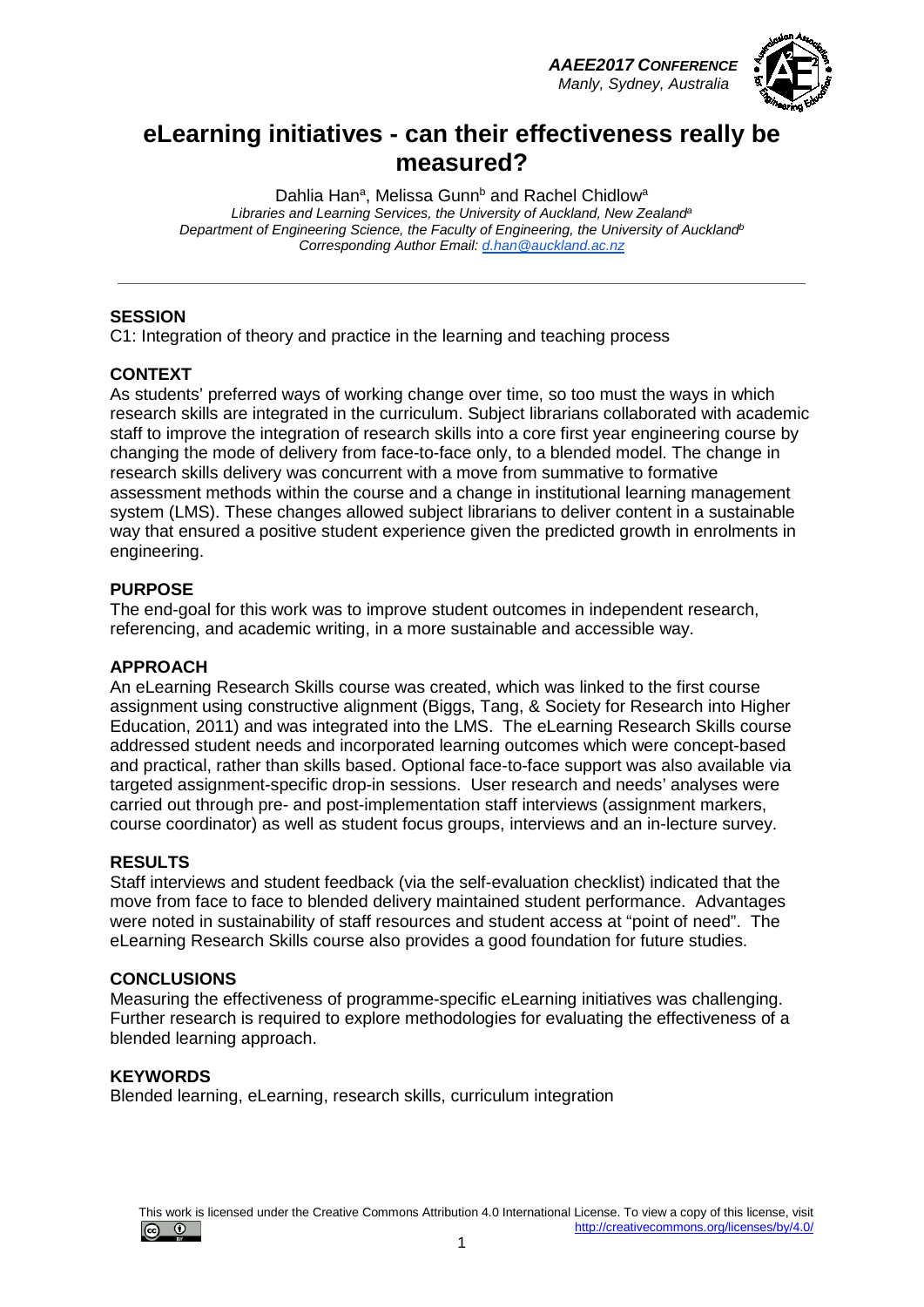# eLearning initiatives - can their effectiveness really be measured?

Dahlia Han[a], Melissa Gunn[b] and Rachel Chidlow[a]

*Libraries and Learning Services, the University of Auckland, New Zealand[a]*
*Department of Engineering Science, the Faculty of Engineering, the University of Auckland[b]*
*Corresponding Author Email: d.han@auckland.ac.nz*

## SESSION

C1: Integration of theory and practice in the learning and teaching process

## CONTEXT

As students' preferred ways of working change over time, so too must the ways in which research skills are integrated in the curriculum. Subject librarians collaborated with academic staff to improve the integration of research skills into a core first year engineering course by changing the mode of delivery from face-to-face only, to a blended model. The change in research skills delivery was concurrent with a move from summative to formative assessment methods within the course and a change in institutional learning management system (LMS). These changes allowed subject librarians to deliver content in a sustainable way that ensured a positive student experience given the predicted growth in enrolments in engineering.

## PURPOSE

The end-goal for this work was to improve student outcomes in independent research, referencing, and academic writing, in a more sustainable and accessible way.

## APPROACH

An eLearning Research Skills course was created, which was linked to the first course assignment using constructive alignment (Biggs, Tang, & Society for Research into Higher Education, 2011) and was integrated into the LMS. The eLearning Research Skills course addressed student needs and incorporated learning outcomes which were concept-based and practical, rather than skills based. Optional face-to-face support was also available via targeted assignment-specific drop-in sessions. User research and needs' analyses were carried out through pre- and post-implementation staff interviews (assignment markers, course coordinator) as well as student focus groups, interviews and an in-lecture survey.

## RESULTS

Staff interviews and student feedback (via the self-evaluation checklist) indicated that the move from face to face to blended delivery maintained student performance. Advantages were noted in sustainability of staff resources and student access at "point of need". The eLearning Research Skills course also provides a good foundation for future studies.

## CONCLUSIONS

Measuring the effectiveness of programme-specific eLearning initiatives was challenging. Further research is required to explore methodologies for evaluating the effectiveness of a blended learning approach.

## KEYWORDS

Blended learning, eLearning, research skills, curriculum integration

This work is licensed under the Creative Commons Attribution 4.0 International License. To view a copy of this license, visit http://creativecommons.org/licenses/by/4.0/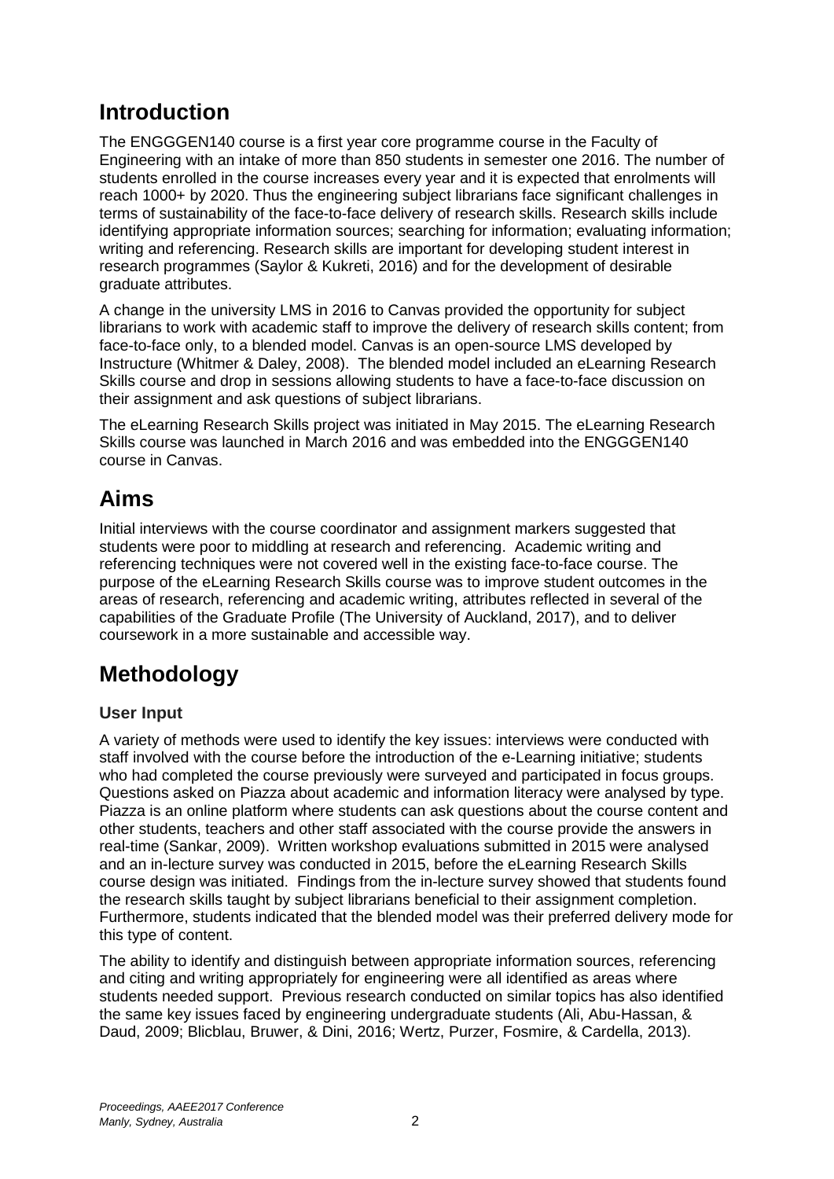## Introduction

The ENGGGEN140 course is a first year core programme course in the Faculty of Engineering with an intake of more than 850 students in semester one 2016. The number of students enrolled in the course increases every year and it is expected that enrolments will reach 1000+ by 2020. Thus the engineering subject librarians face significant challenges in terms of sustainability of the face-to-face delivery of research skills. Research skills include identifying appropriate information sources; searching for information; evaluating information; writing and referencing. Research skills are important for developing student interest in research programmes (Saylor & Kukreti, 2016) and for the development of desirable graduate attributes.

A change in the university LMS in 2016 to Canvas provided the opportunity for subject librarians to work with academic staff to improve the delivery of research skills content; from face-to-face only, to a blended model. Canvas is an open-source LMS developed by Instructure (Whitmer & Daley, 2008). The blended model included an eLearning Research Skills course and drop in sessions allowing students to have a face-to-face discussion on their assignment and ask questions of subject librarians.

The eLearning Research Skills project was initiated in May 2015. The eLearning Research Skills course was launched in March 2016 and was embedded into the ENGGGEN140 course in Canvas.

## Aims

Initial interviews with the course coordinator and assignment markers suggested that students were poor to middling at research and referencing. Academic writing and referencing techniques were not covered well in the existing face-to-face course. The purpose of the eLearning Research Skills course was to improve student outcomes in the areas of research, referencing and academic writing, attributes reflected in several of the capabilities of the Graduate Profile (The University of Auckland, 2017), and to deliver coursework in a more sustainable and accessible way.

## Methodology

### User Input

A variety of methods were used to identify the key issues: interviews were conducted with staff involved with the course before the introduction of the e-Learning initiative; students who had completed the course previously were surveyed and participated in focus groups. Questions asked on Piazza about academic and information literacy were analysed by type. Piazza is an online platform where students can ask questions about the course content and other students, teachers and other staff associated with the course provide the answers in real-time (Sankar, 2009). Written workshop evaluations submitted in 2015 were analysed and an in-lecture survey was conducted in 2015, before the eLearning Research Skills course design was initiated. Findings from the in-lecture survey showed that students found the research skills taught by subject librarians beneficial to their assignment completion. Furthermore, students indicated that the blended model was their preferred delivery mode for this type of content.

The ability to identify and distinguish between appropriate information sources, referencing and citing and writing appropriately for engineering were all identified as areas where students needed support. Previous research conducted on similar topics has also identified the same key issues faced by engineering undergraduate students (Ali, Abu-Hassan, & Daud, 2009; Blicblau, Bruwer, & Dini, 2016; Wertz, Purzer, Fosmire, & Cardella, 2013).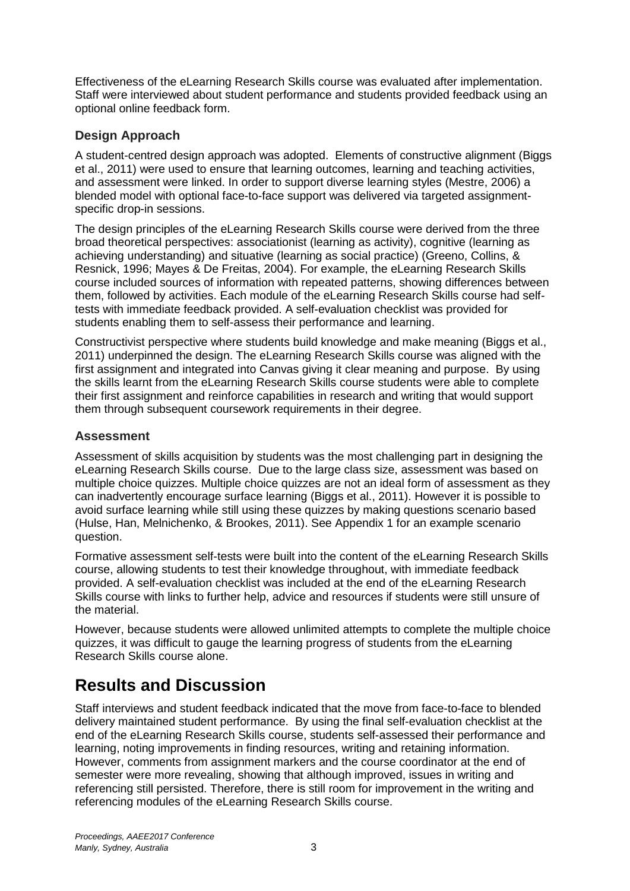Effectiveness of the eLearning Research Skills course was evaluated after implementation. Staff were interviewed about student performance and students provided feedback using an optional online feedback form.

### Design Approach

A student-centred design approach was adopted. Elements of constructive alignment (Biggs et al., 2011) were used to ensure that learning outcomes, learning and teaching activities, and assessment were linked. In order to support diverse learning styles (Mestre, 2006) a blended model with optional face-to-face support was delivered via targeted assignment-specific drop-in sessions.

The design principles of the eLearning Research Skills course were derived from the three broad theoretical perspectives: associationist (learning as activity), cognitive (learning as achieving understanding) and situative (learning as social practice) (Greeno, Collins, & Resnick, 1996; Mayes & De Freitas, 2004). For example, the eLearning Research Skills course included sources of information with repeated patterns, showing differences between them, followed by activities. Each module of the eLearning Research Skills course had self-tests with immediate feedback provided. A self-evaluation checklist was provided for students enabling them to self-assess their performance and learning.

Constructivist perspective where students build knowledge and make meaning (Biggs et al., 2011) underpinned the design. The eLearning Research Skills course was aligned with the first assignment and integrated into Canvas giving it clear meaning and purpose. By using the skills learnt from the eLearning Research Skills course students were able to complete their first assignment and reinforce capabilities in research and writing that would support them through subsequent coursework requirements in their degree.

### Assessment

Assessment of skills acquisition by students was the most challenging part in designing the eLearning Research Skills course. Due to the large class size, assessment was based on multiple choice quizzes. Multiple choice quizzes are not an ideal form of assessment as they can inadvertently encourage surface learning (Biggs et al., 2011). However it is possible to avoid surface learning while still using these quizzes by making questions scenario based (Hulse, Han, Melnichenko, & Brookes, 2011). See Appendix 1 for an example scenario question.

Formative assessment self-tests were built into the content of the eLearning Research Skills course, allowing students to test their knowledge throughout, with immediate feedback provided. A self-evaluation checklist was included at the end of the eLearning Research Skills course with links to further help, advice and resources if students were still unsure of the material.

However, because students were allowed unlimited attempts to complete the multiple choice quizzes, it was difficult to gauge the learning progress of students from the eLearning Research Skills course alone.

## Results and Discussion

Staff interviews and student feedback indicated that the move from face-to-face to blended delivery maintained student performance. By using the final self-evaluation checklist at the end of the eLearning Research Skills course, students self-assessed their performance and learning, noting improvements in finding resources, writing and retaining information. However, comments from assignment markers and the course coordinator at the end of semester were more revealing, showing that although improved, issues in writing and referencing still persisted. Therefore, there is still room for improvement in the writing and referencing modules of the eLearning Research Skills course.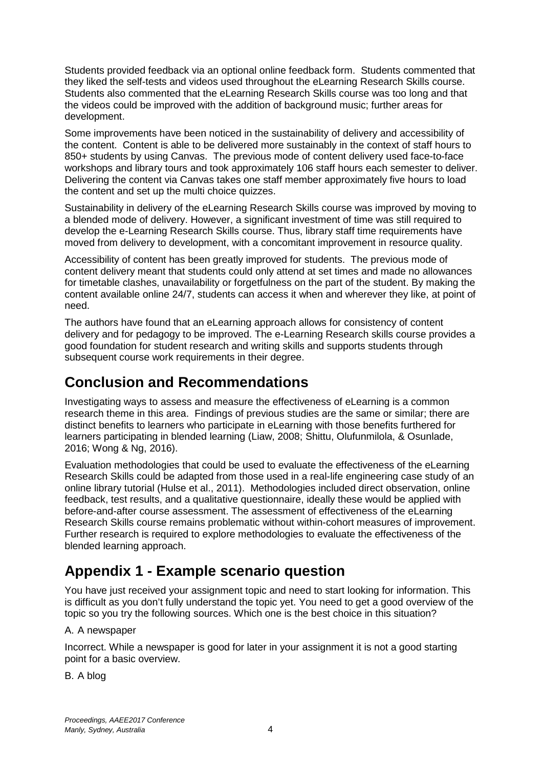Students provided feedback via an optional online feedback form. Students commented that they liked the self-tests and videos used throughout the eLearning Research Skills course. Students also commented that the eLearning Research Skills course was too long and that the videos could be improved with the addition of background music; further areas for development.

Some improvements have been noticed in the sustainability of delivery and accessibility of the content. Content is able to be delivered more sustainably in the context of staff hours to 850+ students by using Canvas. The previous mode of content delivery used face-to-face workshops and library tours and took approximately 106 staff hours each semester to deliver. Delivering the content via Canvas takes one staff member approximately five hours to load the content and set up the multi choice quizzes.

Sustainability in delivery of the eLearning Research Skills course was improved by moving to a blended mode of delivery. However, a significant investment of time was still required to develop the e-Learning Research Skills course. Thus, library staff time requirements have moved from delivery to development, with a concomitant improvement in resource quality.

Accessibility of content has been greatly improved for students. The previous mode of content delivery meant that students could only attend at set times and made no allowances for timetable clashes, unavailability or forgetfulness on the part of the student. By making the content available online 24/7, students can access it when and wherever they like, at point of need.

The authors have found that an eLearning approach allows for consistency of content delivery and for pedagogy to be improved. The e-Learning Research skills course provides a good foundation for student research and writing skills and supports students through subsequent course work requirements in their degree.

## Conclusion and Recommendations

Investigating ways to assess and measure the effectiveness of eLearning is a common research theme in this area. Findings of previous studies are the same or similar; there are distinct benefits to learners who participate in eLearning with those benefits furthered for learners participating in blended learning (Liaw, 2008; Shittu, Olufunmilola, & Osunlade, 2016; Wong & Ng, 2016).

Evaluation methodologies that could be used to evaluate the effectiveness of the eLearning Research Skills could be adapted from those used in a real-life engineering case study of an online library tutorial (Hulse et al., 2011). Methodologies included direct observation, online feedback, test results, and a qualitative questionnaire, ideally these would be applied with before-and-after course assessment. The assessment of effectiveness of the eLearning Research Skills course remains problematic without within-cohort measures of improvement. Further research is required to explore methodologies to evaluate the effectiveness of the blended learning approach.

## Appendix 1 - Example scenario question

You have just received your assignment topic and need to start looking for information. This is difficult as you don't fully understand the topic yet. You need to get a good overview of the topic so you try the following sources. Which one is the best choice in this situation?

A. A newspaper

Incorrect. While a newspaper is good for later in your assignment it is not a good starting point for a basic overview.

B. A blog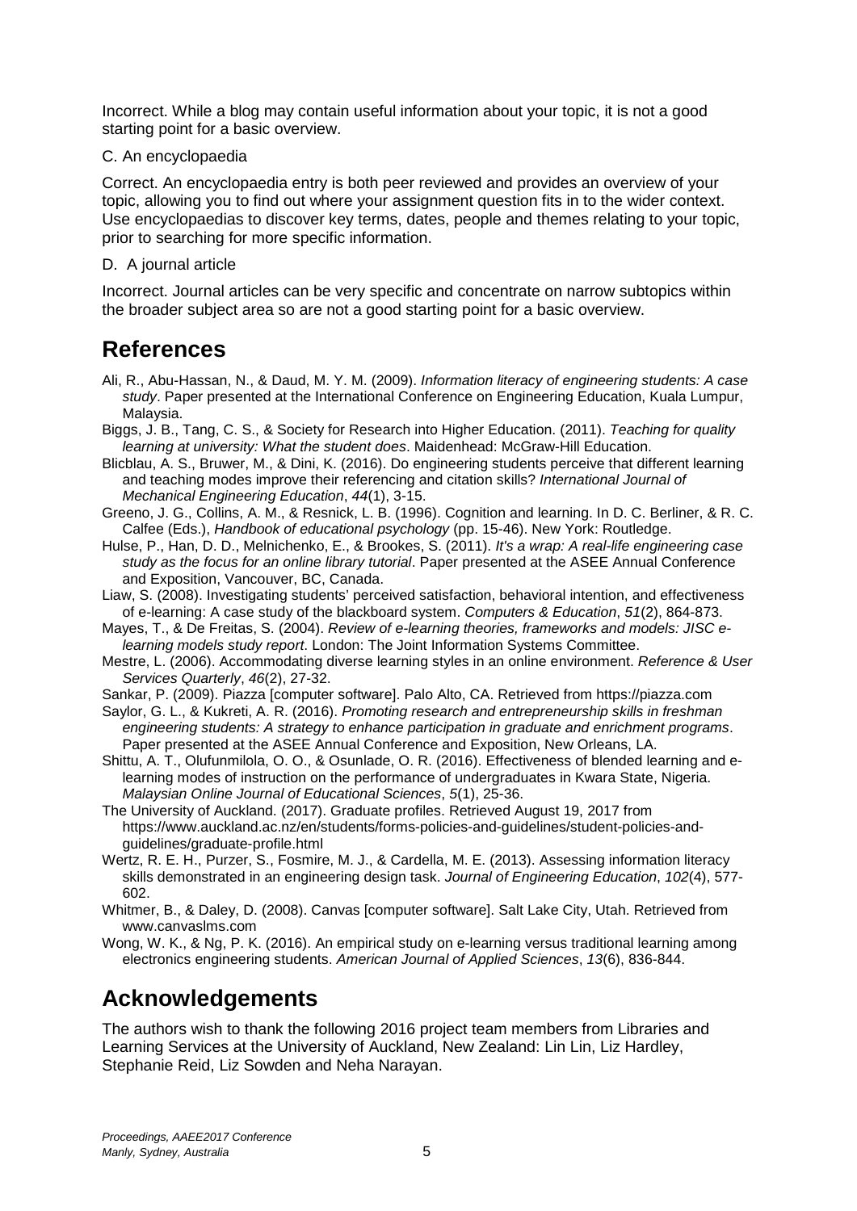Incorrect. While a blog may contain useful information about your topic, it is not a good starting point for a basic overview.

C. An encyclopaedia

Correct. An encyclopaedia entry is both peer reviewed and provides an overview of your topic, allowing you to find out where your assignment question fits in to the wider context. Use encyclopaedias to discover key terms, dates, people and themes relating to your topic, prior to searching for more specific information.

D. A journal article

Incorrect. Journal articles can be very specific and concentrate on narrow subtopics within the broader subject area so are not a good starting point for a basic overview.

# References

Ali, R., Abu-Hassan, N., & Daud, M. Y. M. (2009). *Information literacy of engineering students: A case study*. Paper presented at the International Conference on Engineering Education, Kuala Lumpur, Malaysia.

Biggs, J. B., Tang, C. S., & Society for Research into Higher Education. (2011). *Teaching for quality learning at university: What the student does*. Maidenhead: McGraw-Hill Education.

Blicblau, A. S., Bruwer, M., & Dini, K. (2016). Do engineering students perceive that different learning and teaching modes improve their referencing and citation skills? *International Journal of Mechanical Engineering Education*, *44*(1), 3-15.

Greeno, J. G., Collins, A. M., & Resnick, L. B. (1996). Cognition and learning. In D. C. Berliner, & R. C. Calfee (Eds.), *Handbook of educational psychology* (pp. 15-46). New York: Routledge.

Hulse, P., Han, D. D., Melnichenko, E., & Brookes, S. (2011). *It's a wrap: A real-life engineering case study as the focus for an online library tutorial*. Paper presented at the ASEE Annual Conference and Exposition, Vancouver, BC, Canada.

Liaw, S. (2008). Investigating students' perceived satisfaction, behavioral intention, and effectiveness of e-learning: A case study of the blackboard system. *Computers & Education*, *51*(2), 864-873.

Mayes, T., & De Freitas, S. (2004). *Review of e-learning theories, frameworks and models: JISC e-learning models study report*. London: The Joint Information Systems Committee.

Mestre, L. (2006). Accommodating diverse learning styles in an online environment. *Reference & User Services Quarterly*, *46*(2), 27-32.

Sankar, P. (2009). Piazza [computer software]. Palo Alto, CA. Retrieved from https://piazza.com

Saylor, G. L., & Kukreti, A. R. (2016). *Promoting research and entrepreneurship skills in freshman engineering students: A strategy to enhance participation in graduate and enrichment programs*. Paper presented at the ASEE Annual Conference and Exposition, New Orleans, LA.

Shittu, A. T., Olufunmilola, O. O., & Osunlade, O. R. (2016). Effectiveness of blended learning and e-learning modes of instruction on the performance of undergraduates in Kwara State, Nigeria. *Malaysian Online Journal of Educational Sciences*, *5*(1), 25-36.

The University of Auckland. (2017). Graduate profiles. Retrieved August 19, 2017 from https://www.auckland.ac.nz/en/students/forms-policies-and-guidelines/student-policies-and-guidelines/graduate-profile.html

Wertz, R. E. H., Purzer, S., Fosmire, M. J., & Cardella, M. E. (2013). Assessing information literacy skills demonstrated in an engineering design task. *Journal of Engineering Education*, *102*(4), 577-602.

Whitmer, B., & Daley, D. (2008). Canvas [computer software]. Salt Lake City, Utah. Retrieved from www.canvaslms.com

Wong, W. K., & Ng, P. K. (2016). An empirical study on e-learning versus traditional learning among electronics engineering students. *American Journal of Applied Sciences*, *13*(6), 836-844.

# Acknowledgements

The authors wish to thank the following 2016 project team members from Libraries and Learning Services at the University of Auckland, New Zealand: Lin Lin, Liz Hardley, Stephanie Reid, Liz Sowden and Neha Narayan.